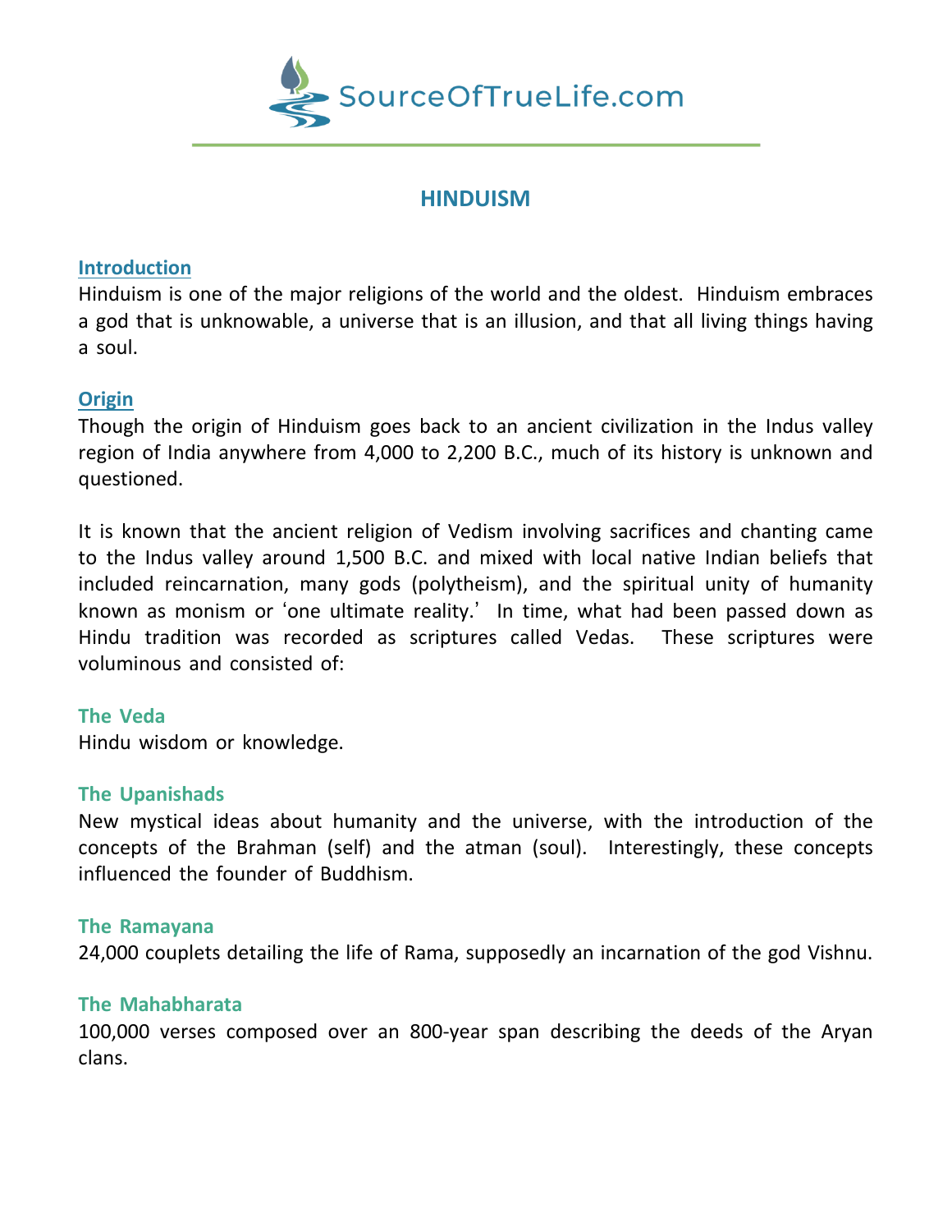SourceOfTrueLife.com

# HINDUISM

## Introduction

Hinduism is one of the major religions of the world and the oldest. Hinduism embraces a god that is unknowable, a universe that is an illusion, and that all living things having a soul.

## Origin

Though the origin of Hinduism goes back to an ancient civilization in the Indus valley region of India anywhere from 4,000 to 2,200 B.C., much of its history is unknown and questioned.

It is known that the ancient religion of Vedism involving sacrifices and chanting came to the Indus valley around 1,500 B.C. and mixed with local native Indian beliefs that included reincarnation, many gods (polytheism), and the spiritual unity of humanity known as monism or 'one ultimate reality.' In time, what had been passed down as Hindu tradition was recorded as scriptures called Vedas. These scriptures were voluminous and consisted of:

### The Veda

Hindu wisdom or knowledge.

### The Upanishads

New mystical ideas about humanity and the universe, with the introduction of the concepts of the Brahman (self) and the atman (soul). Interestingly, these concepts influenced the founder of Buddhism.

### The Ramayana

24,000 couplets detailing the life of Rama, supposedly an incarnation of the god Vishnu.

### The Mahabharata

100,000 verses composed over an 800-year span describing the deeds of the Aryan clans.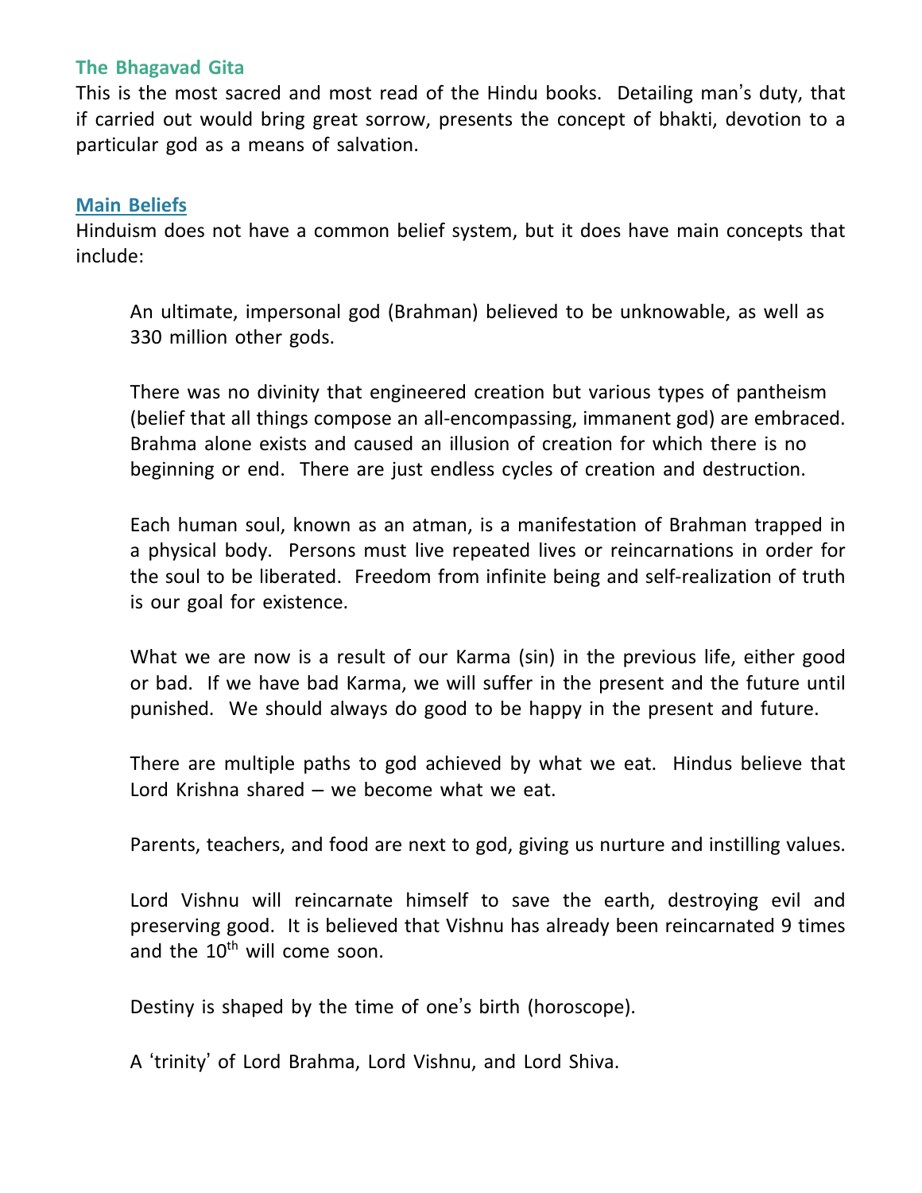## The Bhagavad Gita

This is the most sacred and most read of the Hindu books. Detailing man's duty, that if carried out would bring great sorrow, presents the concept of bhakti, devotion to a particular god as a means of salvation.

## Main Beliefs

Hinduism does not have a common belief system, but it does have main concepts that include:

An ultimate, impersonal god (Brahman) believed to be unknowable, as well as 330 million other gods.

There was no divinity that engineered creation but various types of pantheism (belief that all things compose an all-encompassing, immanent god) are embraced. Brahma alone exists and caused an illusion of creation for which there is no beginning or end. There are just endless cycles of creation and destruction.

Each human soul, known as an atman, is a manifestation of Brahman trapped in a physical body. Persons must live repeated lives or reincarnations in order for the soul to be liberated. Freedom from infinite being and self-realization of truth is our goal for existence.

What we are now is a result of our Karma (sin) in the previous life, either good or bad. If we have bad Karma, we will suffer in the present and the future until punished. We should always do good to be happy in the present and future.

There are multiple paths to god achieved by what we eat. Hindus believe that Lord Krishna shared – we become what we eat.

Parents, teachers, and food are next to god, giving us nurture and instilling values.

Lord Vishnu will reincarnate himself to save the earth, destroying evil and preserving good. It is believed that Vishnu has already been reincarnated 9 times and the 10th will come soon.

Destiny is shaped by the time of one's birth (horoscope).

A 'trinity' of Lord Brahma, Lord Vishnu, and Lord Shiva.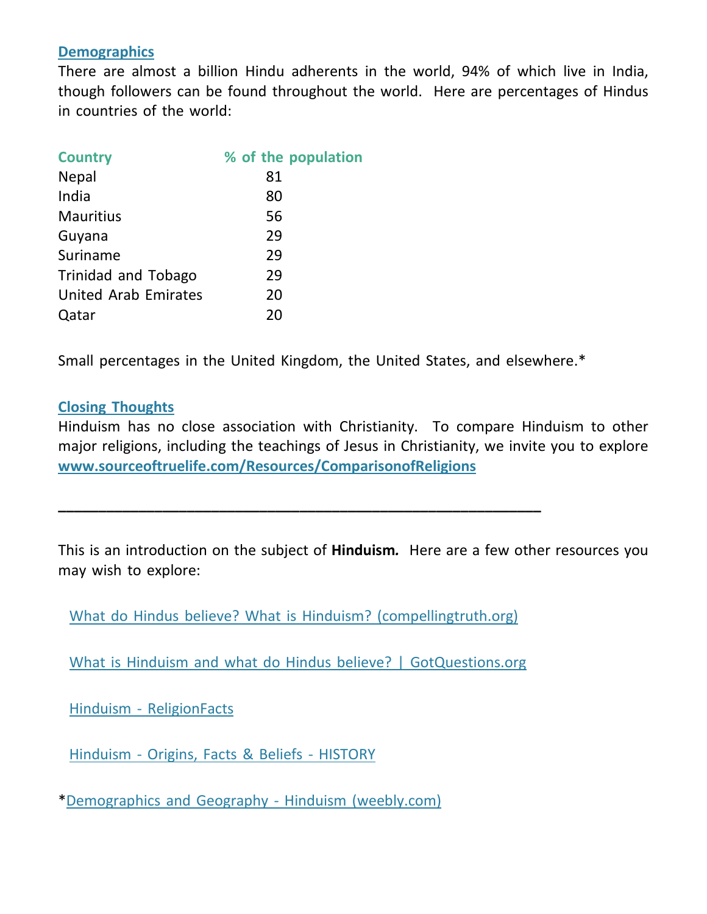## Demographics

There are almost a billion Hindu adherents in the world, 94% of which live in India, though followers can be found throughout the world. Here are percentages of Hindus in countries of the world:

| Country | % of the population |
|---|---|
| Nepal | 81 |
| India | 80 |
| Mauritius | 56 |
| Guyana | 29 |
| Suriname | 29 |
| Trinidad and Tobago | 29 |
| United Arab Emirates | 20 |
| Qatar | 20 |

Small percentages in the United Kingdom, the United States, and elsewhere.*

## Closing Thoughts

Hinduism has no close association with Christianity. To compare Hinduism to other major religions, including the teachings of Jesus in Christianity, we invite you to explore **www.sourceoftruelife.com/Resources/ComparisonofReligions**

---

This is an introduction on the subject of **Hinduism.** Here are a few other resources you may wish to explore:

What do Hindus believe? What is Hinduism? (compellingtruth.org)

What is Hinduism and what do Hindus believe? | GotQuestions.org

Hinduism - ReligionFacts

Hinduism - Origins, Facts & Beliefs - HISTORY

*Demographics and Geography - Hinduism (weebly.com)